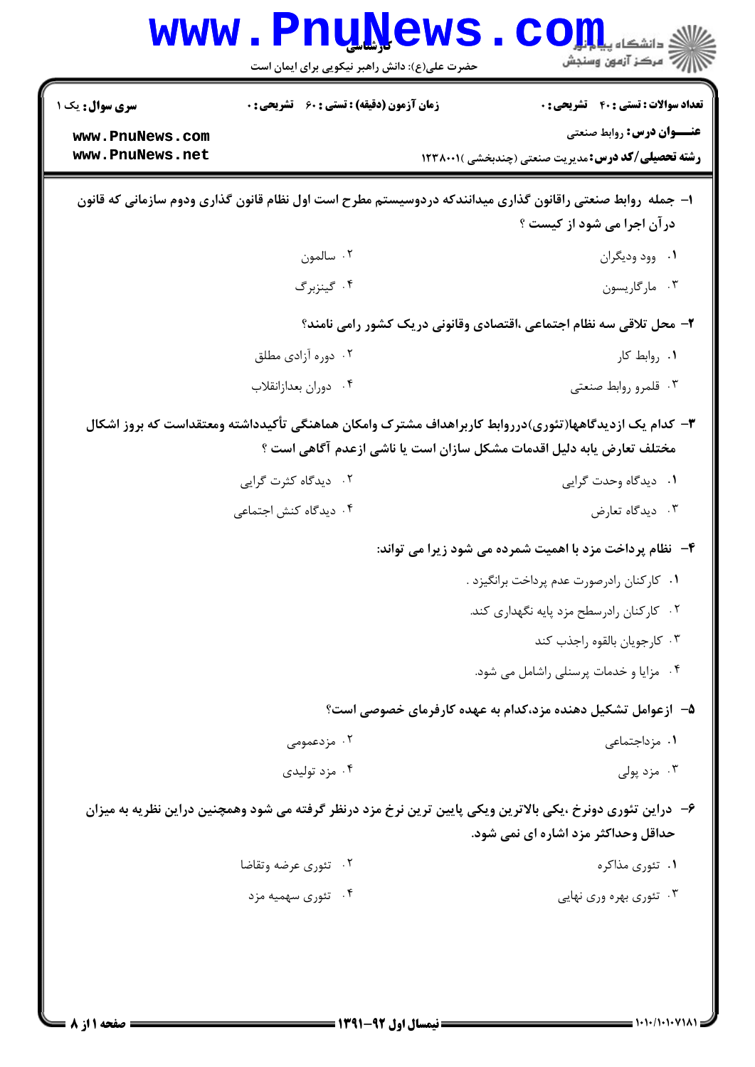کارشناسی

حضرت علی(ع): دانش راهبر نیکویی برای ایمان است

دانشگاه پیام نور
مرکز آزمون وسنجش

**سری سوال:** یک ۱

**زمان آزمون (دقیقه) : تستی : ۶۰ تشریحی : ۰**

**تعداد سوالات : تستی : ۴۰ تشریحی : ۰**

**عنـــوان درس:** روابط صنعتی

**رشته تحصیلی/کد درس:** مدیریت صنعتی (چندبخشی )۱۲۳۸۰۰۱

**۱- جمله روابط صنعتی راقانون گذاری میدانندکه دردوسیستم مطرح است اول نظام قانون گذاری ودوم سازمانی که قانون درآن اجرا می شود از کیست ؟**

۱. وود ودیگران
۲. سالمون
۳. مارگاریسون
۴. گینزبرگ

**۲- محل تلاقی سه نظام اجتماعی ،اقتصادی وقانونی دریک کشور رامی نامند؟**

۱. روابط کار
۲. دوره آزادی مطلق
۳. قلمرو روابط صنعتی
۴. دوران بعدازانقلاب

**۳- کدام یک ازدیدگاهها(تئوری)درروابط کاربراهداف مشترک وامکان هماهنگی تأکیدداشته ومعتقداست که بروز اشکال مختلف تعارض یابه دلیل اقدامات مشکل سازان است یا ناشی ازعدم آگاهی است ؟**

۱. دیدگاه وحدت گرایی
۲. دیدگاه کثرت گرایی
۳. دیدگاه تعارض
۴. دیدگاه کنش اجتماعی

**۴- نظام پرداخت مزد با اهمیت شمرده می شود زیرا می تواند:**

۱. کارکنان رادرصورت عدم پرداخت برانگیزد .
۲. کارکنان رادرسطح مزد پایه نگهداری کند.
۳. کارجویان بالقوه راجذب کند
۴. مزایا و خدمات پرسنلی راشامل می شود.

**۵- ازعوامل تشکیل دهنده مزد،کدام به عهده کارفرمای خصوصی است؟**

۱. مزداجتماعی
۲. مزدعمومی
۳. مزد پولی
۴. مزد تولیدی

**۶- دراین تئوری دونرخ ،یکی بالاترین ویکی پایین ترین نرخ مزد درنظر گرفته می شود وهمچنین دراین نظریه به میزان حداقل وحداکثر مزد اشاره ای نمی شود.**

۱. تئوری مذاکره
۲. تئوری عرضه وتقاضا
۳. تئوری بهره وری نهایی
۴. تئوری سهمیه مزد

نیمسال اول ۹۲-۱۳۹۱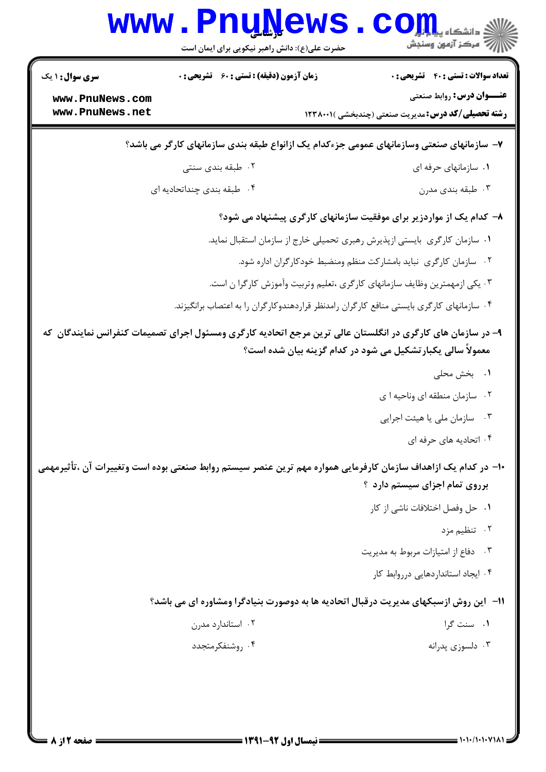**۷- سازمانهای صنعتی وسازمانهای عمومی جزءکدام یک ازانواع طبقه بندی سازمانهای کارگر می باشد؟**

۱. سازمانهای حرفه ای

۲. طبقه بندی سنتی

۳. طبقه بندی مدرن

۴. طبقه بندی چنداتحادیه ای

**۸- کدام یک از مواردزیر برای موفقیت سازمانهای کارگری پیشنهاد می شود؟**

۱. سازمان کارگری بایستی ازپذیرش رهبری تحمیلی خارج از سازمان استقبال نماید.

۲. سازمان کارگری نباید بامشارکت منظم ومنضبط خودکارگران اداره شود.

۳. یکی ازمهمترین وظایف سازمانهای کارگری ،تعلیم وتربیت وآموزش کارگرا ن است.

۴. سازمانهای کارگری بایستی منافع کارگران رامدنظر قراردهندوکارگران را به اعتصاب برانگیزند.

**۹- در سازمان های کارگری در انگلستان عالی ترین مرجع اتحادیه کارگری ومسئول اجرای تصمیمات کنفرانس نمایندگان که معمولاً سالی یکبارتشکیل می شود در کدام گزینه بیان شده است؟**

۱. بخش محلی

۲. سازمان منطقه ای وناحیه ا ی

۳. سازمان ملی یا هیئت اجرایی

۴. اتحادیه های حرفه ای

**۱۰- در کدام یک ازاهداف سازمان کارفرمایی همواره مهم ترین عنصر سیستم روابط صنعتی بوده است وتغییرات آن ،تأثیرمهمی برروی تمام اجزای سیستم دارد ؟**

۱. حل وفصل اختلافات ناشی از کار

۲. تنظیم مزد

۳. دفاع از امتیازات مربوط به مدیریت

۴. ایجاد استانداردهایی درروابط کار

**۱۱- این روش ازسبکهای مدیریت درقبال اتحادیه ها به دوصورت بنیادگرا ومشاوره ای می باشد؟**

۱. سنت گرا

۲. استاندارد مدرن

۳. دلسوزی پدرانه

۴. روشنفکرمتجدد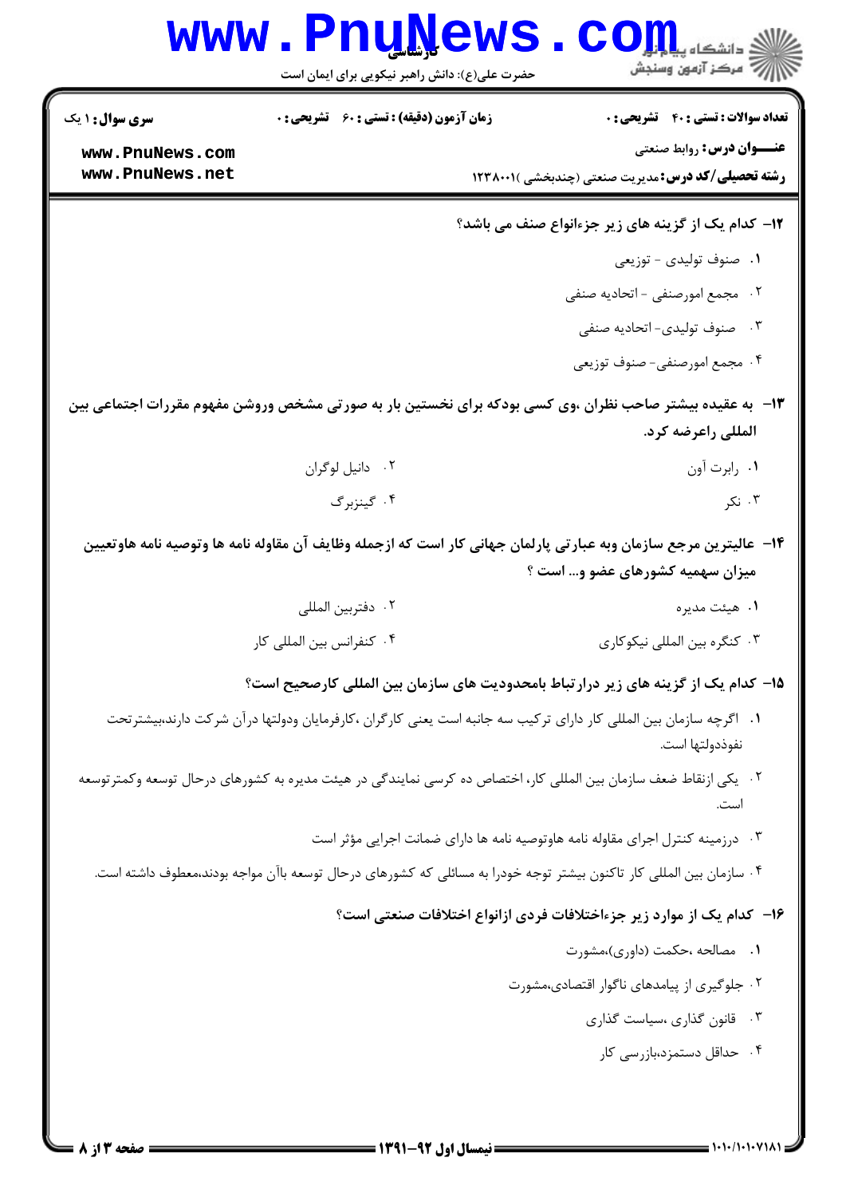**۱۲- کدام یک از گزینه های زیر جزءانواع صنف می باشد؟**

۱. صنوف تولیدی - توزیعی

۲. مجمع امورصنفی - اتحادیه صنفی

۳. صنوف تولیدی- اتحادیه صنفی

۴. مجمع امورصنفی- صنوف توزیعی

**۱۳- به عقیده بیشتر صاحب نظران ،وی کسی بودکه برای نخستین بار به صورتی مشخص وروشن مفهوم مقررات اجتماعی بین المللی راعرضه کرد.**

۱. رابرت آون

۲. دانیل لوگران

۳. نکر

۴. گینزبرگ

**۱۴- عالیترین مرجع سازمان وبه عبارتی پارلمان جهانی کار است که ازجمله وظایف آن مقاوله نامه ها وتوصیه نامه هاوتعیین میزان سهمیه کشورهای عضو و... است ؟**

۱. هیئت مدیره

۲. دفتربین المللی

۳. کنگره بین المللی نیکوکاری

۴. کنفرانس بین المللی کار

**۱۵- کدام یک از گزینه های زیر درارتباط بامحدودیت های سازمان بین المللی کارصحیح است؟**

۱. اگرچه سازمان بین المللی کار دارای ترکیب سه جانبه است یعنی کارگران ،کارفرمایان ودولتها درآن شرکت دارند،بیشترتحت نفوذدولتها است.

۲. یکی ازنقاط ضعف سازمان بین المللی کار، اختصاص ده کرسی نمایندگی در هیئت مدیره به کشورهای درحال توسعه وکمترتوسعه است.

۳. درزمینه کنترل اجرای مقاوله نامه هاوتوصیه نامه ها دارای ضمانت اجرایی مؤثر است

۴. سازمان بین المللی کار تاکنون بیشتر توجه خودرا به مسائلی که کشورهای درحال توسعه باآن مواجه بودند،معطوف داشته است.

**۱۶- کدام یک از موارد زیر جزءاختلافات فردی ازانواع اختلافات صنعتی است؟**

۱. مصالحه ،حکمت (داوری)،مشورت

۲. جلوگیری از پیامدهای ناگوار اقتصادی،مشورت

۳. قانون گذاری ،سیاست گذاری

۴. حداقل دستمزد،بازرسی کار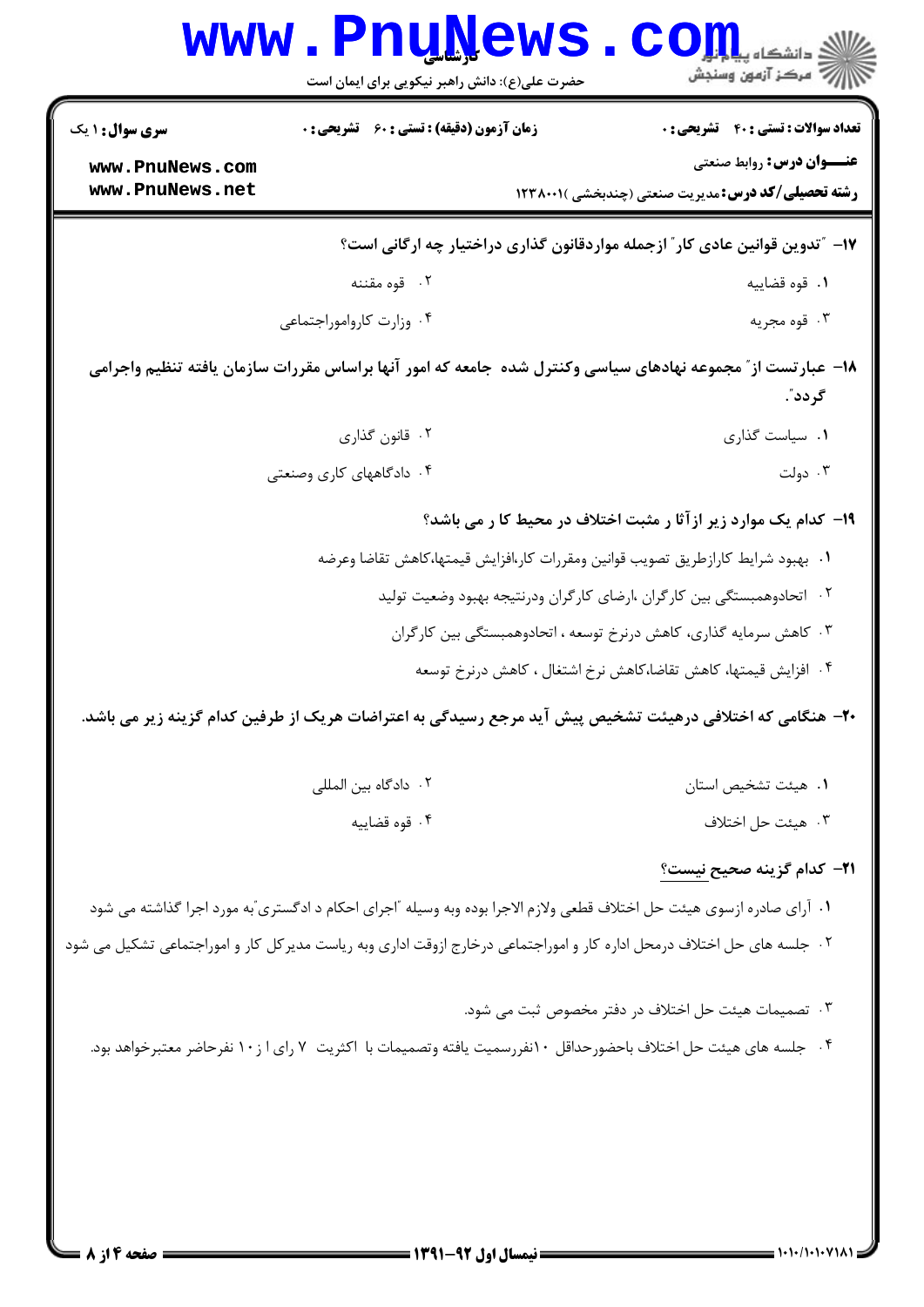**۱۷- "تدوین قوانین عادی کار" ازجمله مواردقانون گذاری دراختیار چه ارگانی است؟**

۱. قوه قضاییه

۲. قوه مقننه

۳. قوه مجریه

۴. وزارت کارواموراجتماعی

**۱۸- عبارتست از" مجموعه نهادهای سیاسی وکنترل شده جامعه که امور آنها براساس مقررات سازمان یافته تنظیم واجرامی گردد".**

۱. سیاست گذاری

۲. قانون گذاری

۳. دولت

۴. دادگاههای کاری وصنعتی

**۱۹- کدام یک موارد زیر ازآثا ر مثبت اختلاف در محیط کا ر می باشد؟**

۱. بهبود شرایط کارازطریق تصویب قوانین ومقررات کار،افزایش قیمتها،کاهش تقاضا وعرضه

۲. اتحادوهمبستگی بین کارگران ،ارضای کارگران ودرنتیجه بهبود وضعیت تولید

۳. کاهش سرمایه گذاری، کاهش درنرخ توسعه ، اتحادوهمبستگی بین کارگران

۴. افزایش قیمتها، کاهش تقاضا،کاهش نرخ اشتغال ، کاهش درنرخ توسعه

**۲۰- هنگامی که اختلافی درهیئت تشخیص پیش آید مرجع رسیدگی به اعتراضات هریک از طرفین کدام گزینه زیر می باشد.**

۱. هیئت تشخیص استان

۲. دادگاه بین المللی

۳. هیئت حل اختلاف

۴. قوه قضاییه

**۲۱- کدام گزینه صحیح نیست؟**

۱. آرای صادره ازسوی هیئت حل اختلاف قطعی ولازم الاجرا بوده وبه وسیله "اجرای احکام د ادگستری"به مورد اجرا گذاشته می شود

۲. جلسه های حل اختلاف درمحل اداره کار و اموراجتماعی درخارج ازوقت اداری وبه ریاست مدیرکل کار و اموراجتماعی تشکیل می شود

۳. تصمیمات هیئت حل اختلاف در دفتر مخصوص ثبت می شود.

۴. جلسه های هیئت حل اختلاف باحضورحداقل ۱۰نفررسمیت یافته وتصمیمات با اکثریت ۷ رای ا ز ۱۰ نفرحاضر معتبرخواهد بود.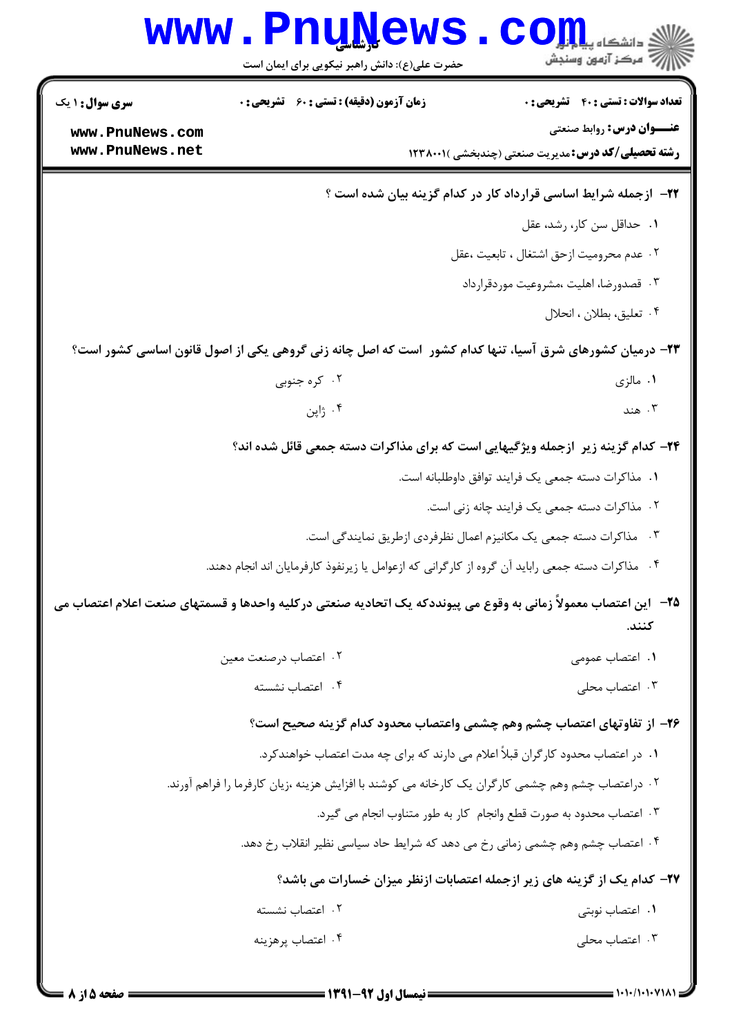**۲۲- ازجمله شرایط اساسی قرارداد کار در کدام گزینه بیان شده است ؟**

۱. حداقل سن کار، رشد، عقل

۲. عدم محرومیت ازحق اشتغال ، تابعیت ،عقل

۳. قصدورضا، اهلیت ،مشروعیت موردقرارداد

۴. تعلیق، بطلان ، انحلال

**۲۳- درمیان کشورهای شرق آسیا، تنها کدام کشور است که اصل چانه زنی گروهی یکی از اصول قانون اساسی کشور است؟**

۱. مالزی

۲. کره جنوبی

۳. هند

۴. ژاپن

**۲۴- کدام گزینه زیر ازجمله ویژگیهایی است که برای مذاکرات دسته جمعی قائل شده اند؟**

۱. مذاکرات دسته جمعی یک فرایند توافق داوطلبانه است.

۲. مذاکرات دسته جمعی یک فرایند چانه زنی است.

۳. مذاکرات دسته جمعی یک مکانیزم اعمال نظرفردی ازطریق نمایندگی است.

۴. مذاکرات دسته جمعی رابابد آن گروه از کارگرانی که ازعوامل یا زیرنفوذ کارفرمایان اند انجام دهند.

**۲۵- این اعتصاب معمولاً زمانی به وقوع می پیونددکه یک اتحادیه صنعتی درکلیه واحدها و قسمتهای صنعت اعلام اعتصاب می کنند.**

۱. اعتصاب عمومی

۲. اعتصاب درصنعت معین

۳. اعتصاب محلی

۴. اعتصاب نشسته

**۲۶- از تفاوتهای اعتصاب چشم وهم چشمی واعتصاب محدود کدام گزینه صحیح است؟**

۱. در اعتصاب محدود کارگران قبلاً اعلام می دارند که برای چه مدت اعتصاب خواهندکرد.

۲. دراعتصاب چشم وهم چشمی کارگران یک کارخانه می کوشند با افزایش هزینه ،زیان کارفرما را فراهم آورند.

۳. اعتصاب محدود به صورت قطع وانجام کار به طور متناوب انجام می گیرد.

۴. اعتصاب چشم وهم چشمی زمانی رخ می دهد که شرایط حاد سیاسی نظیر انقلاب رخ دهد.

**۲۷- کدام یک از گزینه های زیر ازجمله اعتصابات ازنظر میزان خسارات می باشد؟**

۱. اعتصاب نوبتی

۲. اعتصاب نشسته

۳. اعتصاب محلی

۴. اعتصاب پرهزینه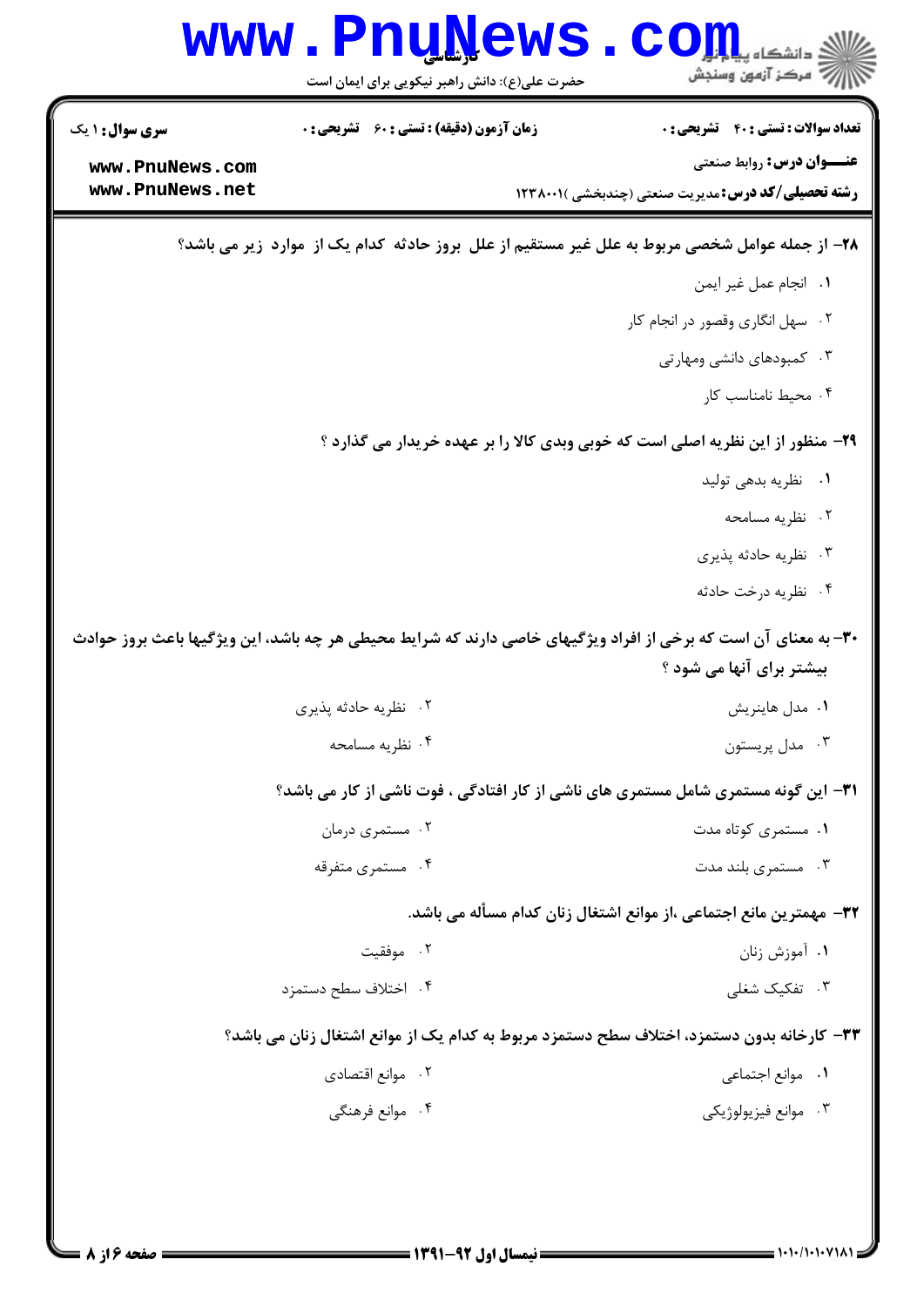۲۸- از جمله عوامل شخصی مربوط به علل غیر مستقیم از علل بروز حادثه کدام یک از موارد زیر می باشد؟

۱. انجام عمل غیر ایمن

۲. سهل انگاری وقصور در انجام کار

۳. کمبودهای دانشی ومهارتی

۴. محیط نامناسب کار

۲۹- منظور از این نظریه اصلی است که خوبی وبدی کالا را بر عهده خریدار می گذارد ؟

۱. نظریه بدهی تولید

۲. نظریه مسامحه

۳. نظریه حادثه پذیری

۴. نظریه درخت حادثه

۳۰- به معنای آن است که برخی از افراد ویژگیهای خاصی دارند که شرایط محیطی هر چه باشد، این ویژگیها باعث بروز حوادث بیشتر برای آنها می شود ؟

۱. مدل هاینریش

۲. نظریه حادثه پذیری

۳. مدل پریستون

۴. نظریه مسامحه

۳۱- این گونه مستمری شامل مستمری های ناشی از کار افتادگی ، فوت ناشی از کار می باشد؟

۱. مستمری کوتاه مدت

۲. مستمری درمان

۳. مستمری بلند مدت

۴. مستمری متفرقه

۳۲- مهمترین مانع اجتماعی ،از موانع اشتغال زنان کدام مسأله می باشد.

۱. آموزش زنان

۲. موفقیت

۳. تفکیک شغلی

۴. اختلاف سطح دستمزد

۳۳- کارخانه بدون دستمزد، اختلاف سطح دستمزد مربوط به کدام یک از موانع اشتغال زنان می باشد؟

۱. موانع اجتماعی

۲. موانع اقتصادی

۳. موانع فیزیولوژیکی

۴. موانع فرهنگی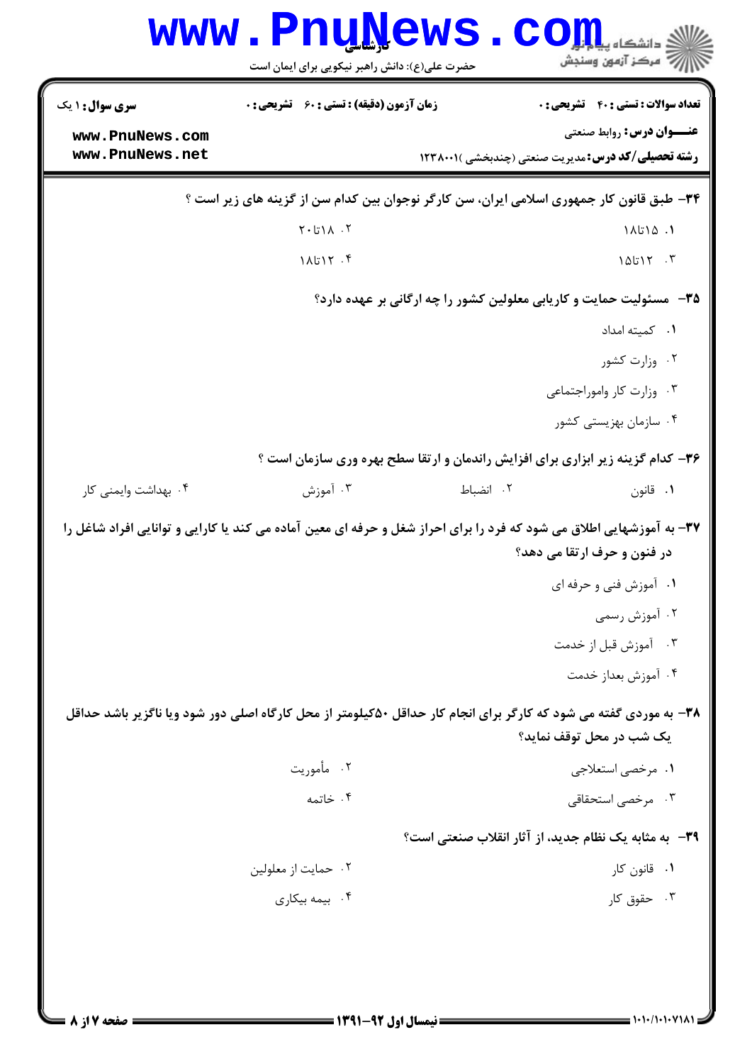**سری سوال:** ۱ یک | **زمان آزمون (دقیقه) : تستی :** ۶۰ **تشریحی :** ۰ | **تعداد سوالات : تستی :** ۴۰ **تشریحی :** ۰

**عنـــوان درس:** روابط صنعتی

**رشته تحصیلی/کد درس:** مدیریت صنعتی (چندبخشی )۱۲۳۸۰۰۱

**۳۴-** طبق قانون کار جمهوری اسلامی ایران، سن کارگر نوجوان بین کدام سن از گزینه های زیر است ؟

۱. ۱۵تا۱۸

۲. ۱۸تا۲۰

۳. ۱۲تا۱۵

۴. ۱۲تا۱۸

**۳۵-** مسئولیت حمایت و کاریابی معلولین کشور را چه ارگانی بر عهده دارد؟

۱. کمیته امداد

۲. وزارت کشور

۳. وزارت کار واموراجتماعی

۴. سازمان بهزیستی کشور

**۳۶-** کدام گزینه زیر ابزاری برای افزایش راندمان و ارتقا سطح بهره وری سازمان است ؟

۱. قانون

۲. انضباط

۳. آموزش

۴. بهداشت وایمنی کار

**۳۷-** به آموزشهایی اطلاق می شود که فرد را برای احراز شغل و حرفه ای معین آماده می کند یا کارایی و توانایی افراد شاغل را در فنون و حرف ارتقا می دهد؟

۱. آموزش فنی و حرفه ای

۲. آموزش رسمی

۳. آموزش قبل از خدمت

۴. آموزش بعداز خدمت

**۳۸-** به موردی گفته می شود که کارگر برای انجام کار حداقل ۵۰کیلومتر از محل کارگاه اصلی دور شود ویا ناگزیر باشد حداقل یک شب در محل توقف نماید؟

۱. مرخصی استعلاجی

۲. مأموریت

۳. مرخصی استحقاقی

۴. خاتمه

**۳۹-** به مثابه یک نظام جدید، از آثار انقلاب صنعتی است؟

۱. قانون کار

۲. حمایت از معلولین

۳. حقوق کار

۴. بیمه بیکاری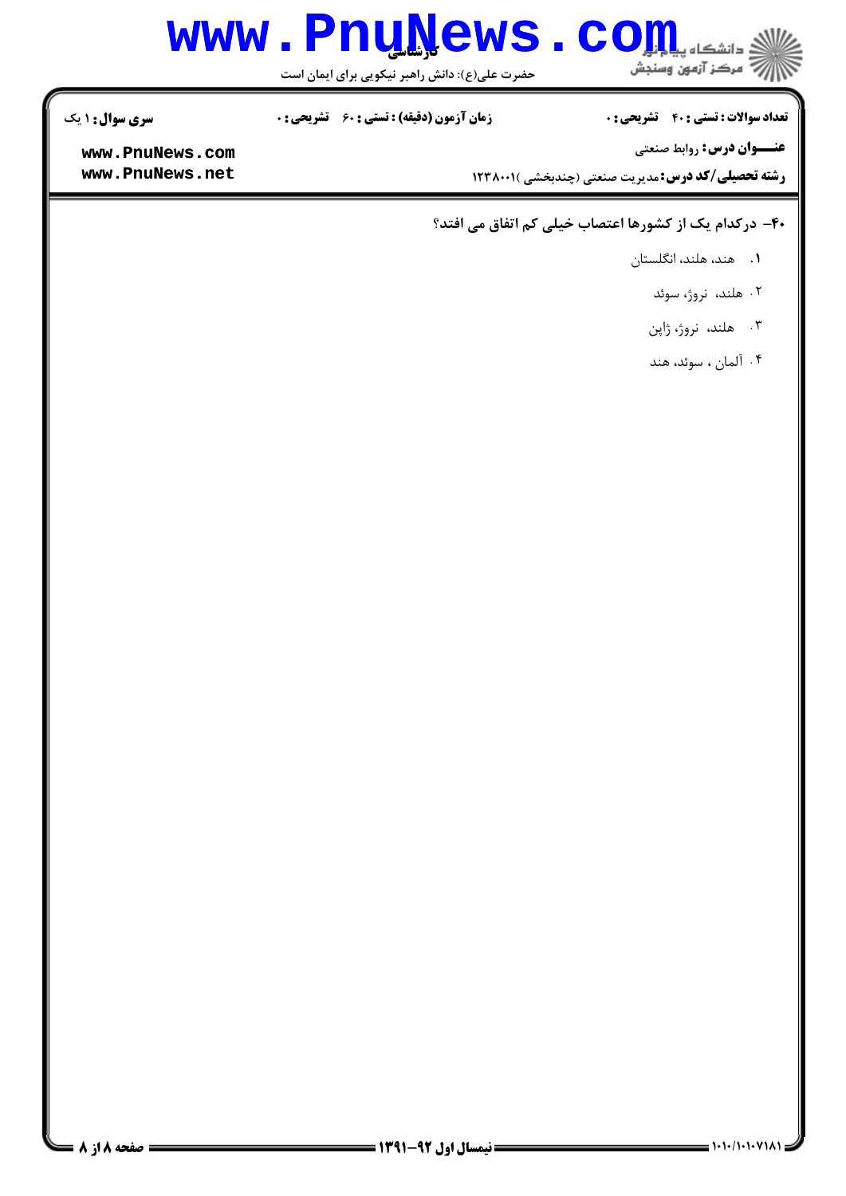۴۰- درکدام یک از کشورها اعتصاب خیلی کم اتفاق می افتد؟

۱. هند، هلند، انگلستان

۲. هلند، نروژ، سوئد

۳. هلند، نروژ، ژاپن

۴. آلمان ، سوئد، هند